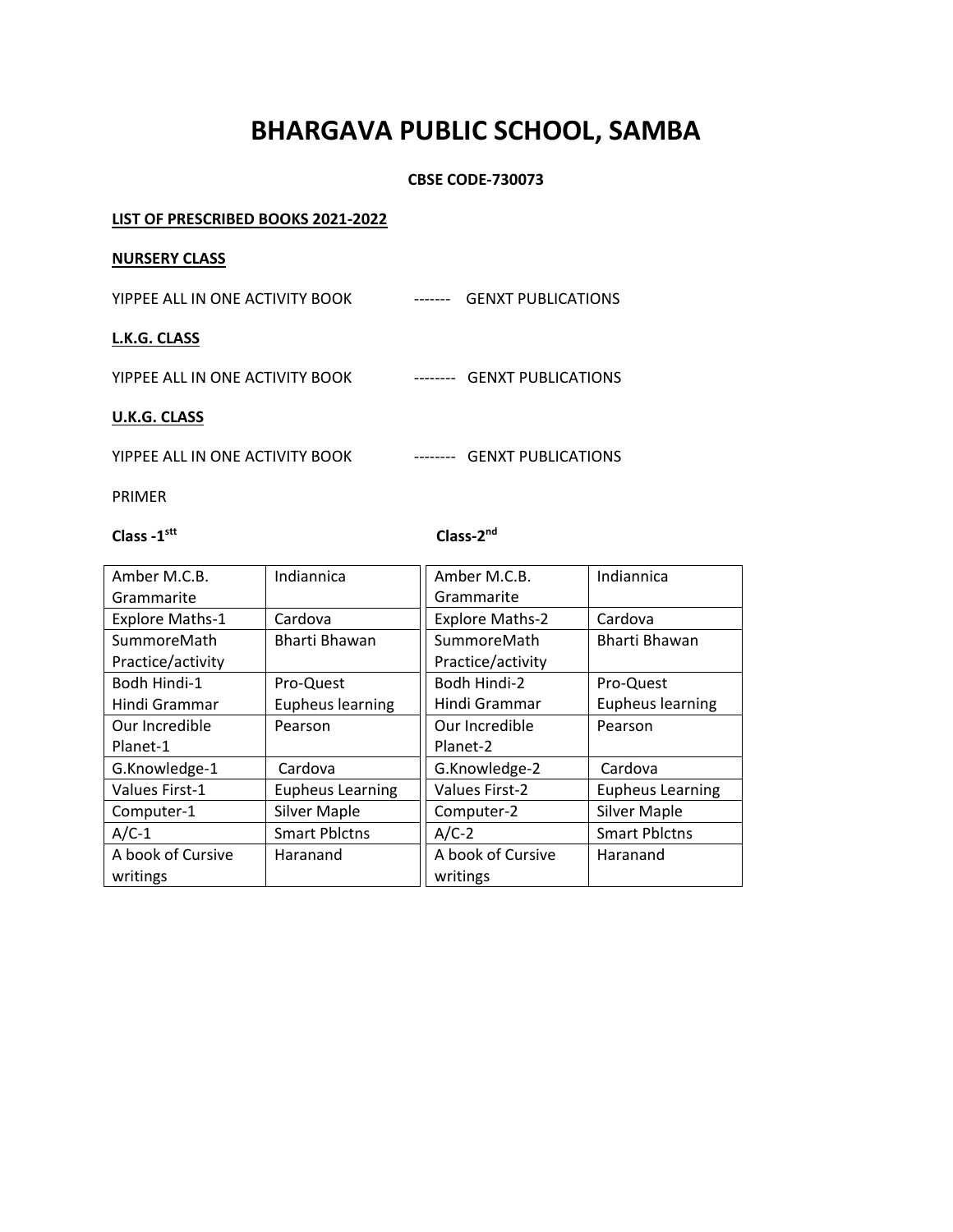# BHARGAVA PUBLIC SCHOOL, SAMBA

**CBSE CODE-730073**

**LIST OF PRESCRIBED BOOKS 2021-2022**

**NURSERY CLASS**

YIPPEE ALL IN ONE ACTIVITY BOOK ------- GENXT PUBLICATIONS

**L.K.G. CLASS**

YIPPEE ALL IN ONE ACTIVITY BOOK -------- GENXT PUBLICATIONS

**U.K.G. CLASS**

YIPPEE ALL IN ONE ACTIVITY BOOK -------- GENXT PUBLICATIONS

PRIMER

**Class -1stt**

| Book | Publisher |
|---|---|
| Amber M.C.B. Grammarite | Indiannica |
| Explore Maths-1 | Cardova |
| SummoreMath Practice/activity | Bharti Bhawan |
| Bodh Hindi-1<br>Hindi Grammar | Pro-Quest<br>Eupheus learning |
| Our Incredible Planet-1 | Pearson |
| G.Knowledge-1 | Cardova |
| Values First-1 | Eupheus Learning |
| Computer-1 | Silver Maple |
| A/C-1 | Smart Pblctns |
| A book of Cursive writings | Haranand |

**Class-2nd**

| Book | Publisher |
|---|---|
| Amber M.C.B. Grammarite | Indiannica |
| Explore Maths-2 | Cardova |
| SummoreMath Practice/activity | Bharti Bhawan |
| Bodh Hindi-2<br>Hindi Grammar | Pro-Quest<br>Eupheus learning |
| Our Incredible Planet-2 | Pearson |
| G.Knowledge-2 | Cardova |
| Values First-2 | Eupheus Learning |
| Computer-2 | Silver Maple |
| A/C-2 | Smart Pblctns |
| A book of Cursive writings | Haranand |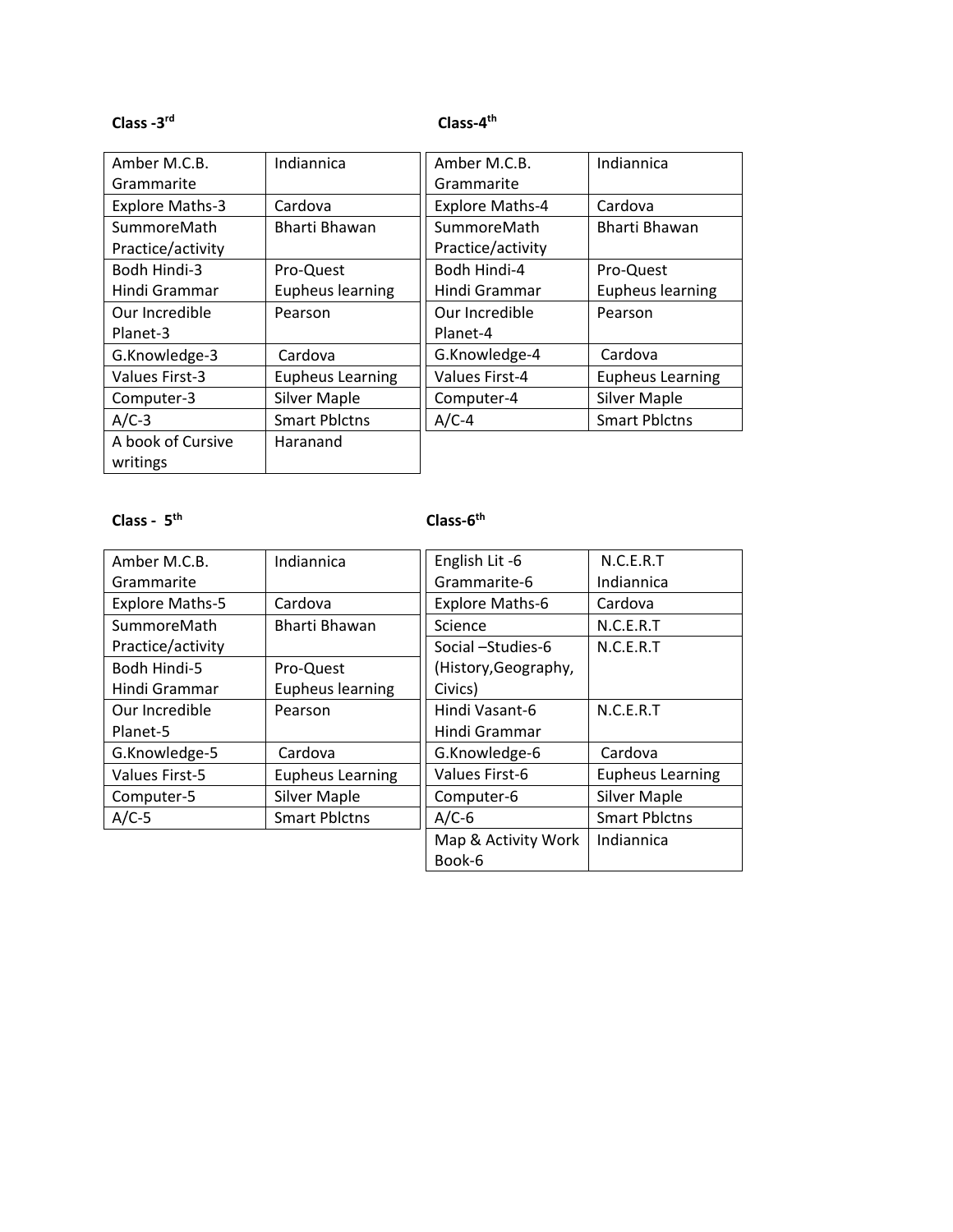**Class -3rd**

| Amber M.C.B. Grammarite | Indiannica |
|---|---|
| Explore Maths-3 | Cardova |
| SummoreMath Practice/activity | Bharti Bhawan |
| Bodh Hindi-3 Hindi Grammar | Pro-Quest Eupheus learning |
| Our Incredible Planet-3 | Pearson |
| G.Knowledge-3 | Cardova |
| Values First-3 | Eupheus Learning |
| Computer-3 | Silver Maple |
| A/C-3 | Smart Pblctns |
| A book of Cursive writings | Haranand |

**Class-4th**

| Amber M.C.B. Grammarite | Indiannica |
|---|---|
| Explore Maths-4 | Cardova |
| SummoreMath Practice/activity | Bharti Bhawan |
| Bodh Hindi-4 Hindi Grammar | Pro-Quest Eupheus learning |
| Our Incredible Planet-4 | Pearson |
| G.Knowledge-4 | Cardova |
| Values First-4 | Eupheus Learning |
| Computer-4 | Silver Maple |
| A/C-4 | Smart Pblctns |

**Class - 5th**

| Amber M.C.B. Grammarite | Indiannica |
|---|---|
| Explore Maths-5 | Cardova |
| SummoreMath Practice/activity | Bharti Bhawan |
| Bodh Hindi-5 Hindi Grammar | Pro-Quest Eupheus learning |
| Our Incredible Planet-5 | Pearson |
| G.Knowledge-5 | Cardova |
| Values First-5 | Eupheus Learning |
| Computer-5 | Silver Maple |
| A/C-5 | Smart Pblctns |

**Class-6th**

| English Lit -6 Grammarite-6 | N.C.E.R.T Indiannica |
|---|---|
| Explore Maths-6 | Cardova |
| Science | N.C.E.R.T |
| Social –Studies-6 (History,Geography, Civics) | N.C.E.R.T |
| Hindi Vasant-6 Hindi Grammar | N.C.E.R.T |
| G.Knowledge-6 | Cardova |
| Values First-6 | Eupheus Learning |
| Computer-6 | Silver Maple |
| A/C-6 | Smart Pblctns |
| Map & Activity Work Book-6 | Indiannica |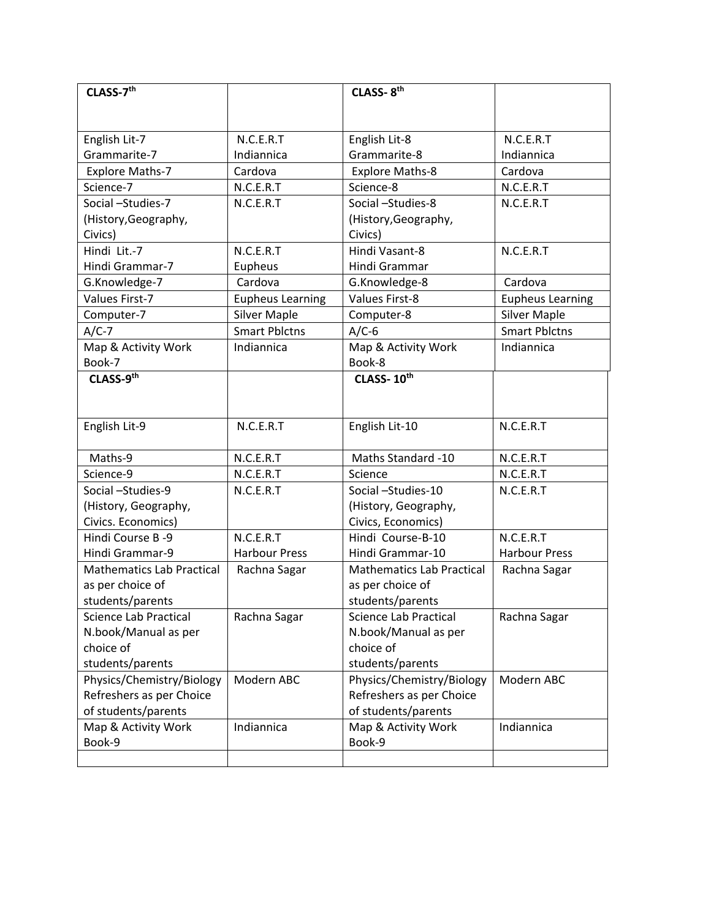| CLASS-7th | | CLASS- 8th | |
|---|---|---|---|
| English Lit-7<br>Grammarite-7 | N.C.E.R.T<br>Indiannica | English Lit-8<br>Grammarite-8 | N.C.E.R.T<br>Indiannica |
| Explore Maths-7 | Cardova | Explore Maths-8 | Cardova |
| Science-7 | N.C.E.R.T | Science-8 | N.C.E.R.T |
| Social –Studies-7<br>(History,Geography,<br>Civics) | N.C.E.R.T | Social –Studies-8<br>(History,Geography,<br>Civics) | N.C.E.R.T |
| Hindi Lit.-7<br>Hindi Grammar-7 | N.C.E.R.T<br>Eupheus | Hindi Vasant-8<br>Hindi Grammar | N.C.E.R.T |
| G.Knowledge-7 | Cardova | G.Knowledge-8 | Cardova |
| Values First-7 | Eupheus Learning | Values First-8 | Eupheus Learning |
| Computer-7 | Silver Maple | Computer-8 | Silver Maple |
| A/C-7 | Smart Pblctns | A/C-6 | Smart Pblctns |
| Map & Activity Work Book-7 | Indiannica | Map & Activity Work Book-8 | Indiannica |
| **CLASS-9th** | | **CLASS- 10th** | |
| English Lit-9 | N.C.E.R.T | English Lit-10 | N.C.E.R.T |
| Maths-9 | N.C.E.R.T | Maths Standard -10 | N.C.E.R.T |
| Science-9 | N.C.E.R.T | Science | N.C.E.R.T |
| Social –Studies-9<br>(History, Geography,<br>Civics. Economics) | N.C.E.R.T | Social –Studies-10<br>(History, Geography,<br>Civics, Economics) | N.C.E.R.T |
| Hindi Course B -9<br>Hindi Grammar-9 | N.C.E.R.T<br>Harbour Press | Hindi Course-B-10<br>Hindi Grammar-10 | N.C.E.R.T<br>Harbour Press |
| Mathematics Lab Practical as per choice of students/parents | Rachna Sagar | Mathematics Lab Practical as per choice of students/parents | Rachna Sagar |
| Science Lab Practical N.book/Manual as per choice of students/parents | Rachna Sagar | Science Lab Practical N.book/Manual as per choice of students/parents | Rachna Sagar |
| Physics/Chemistry/Biology Refreshers as per Choice of students/parents | Modern ABC | Physics/Chemistry/Biology Refreshers as per Choice of students/parents | Modern ABC |
| Map & Activity Work Book-9 | Indiannica | Map & Activity Work Book-9 | Indiannica |
| | | | |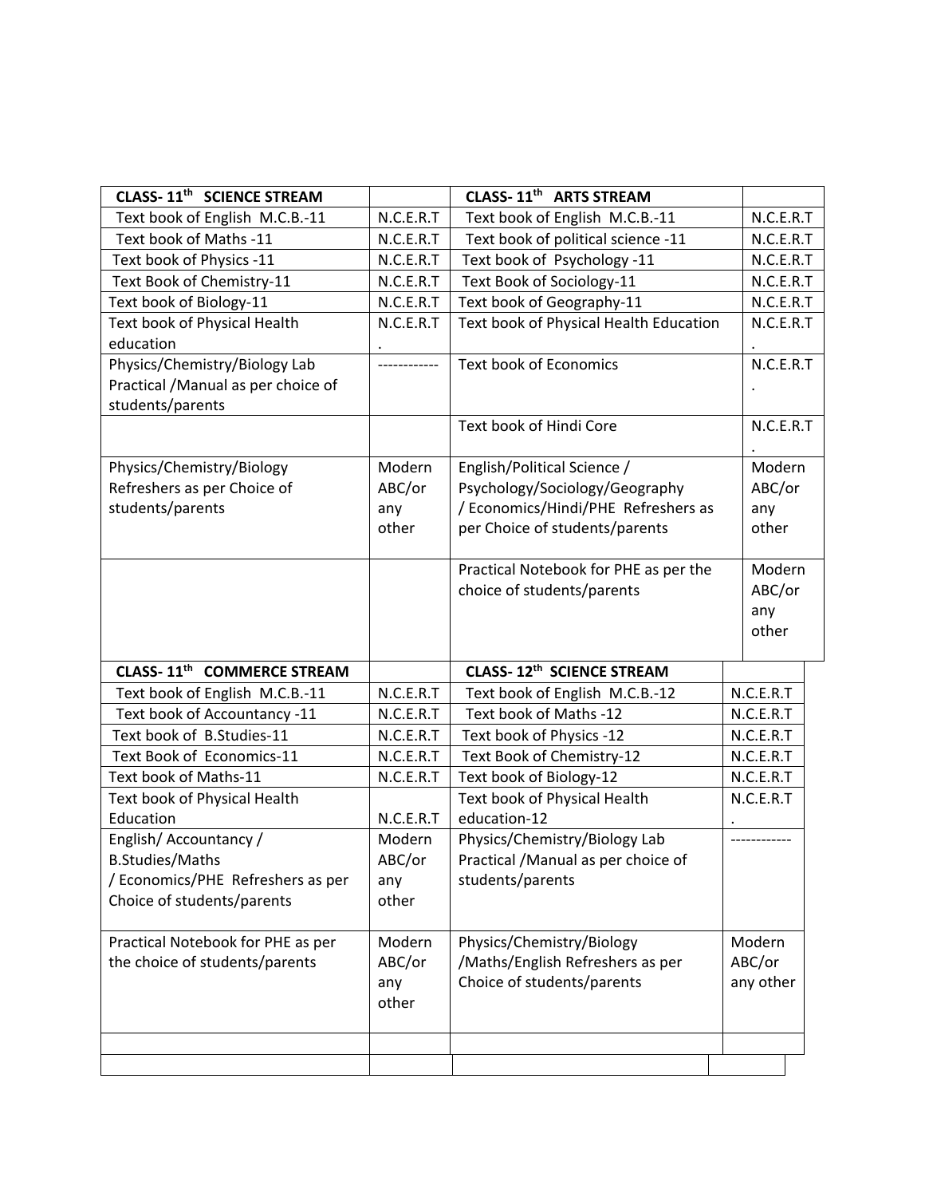| CLASS- 11th SCIENCE STREAM | | CLASS- 11th ARTS STREAM | |
|---|---|---|---|
| Text book of English M.C.B.-11 | N.C.E.R.T | Text book of English M.C.B.-11 | N.C.E.R.T |
| Text book of Maths -11 | N.C.E.R.T | Text book of political science -11 | N.C.E.R.T |
| Text book of Physics -11 | N.C.E.R.T | Text book of Psychology -11 | N.C.E.R.T |
| Text Book of Chemistry-11 | N.C.E.R.T | Text Book of Sociology-11 | N.C.E.R.T |
| Text book of Biology-11 | N.C.E.R.T | Text book of Geography-11 | N.C.E.R.T |
| Text book of Physical Health education | N.C.E.R.T. | Text book of Physical Health Education | N.C.E.R.T. |
| Physics/Chemistry/Biology Lab Practical /Manual as per choice of students/parents | ------------ | Text book of Economics | N.C.E.R.T. |
| | | Text book of Hindi Core | N.C.E.R.T. |
| Physics/Chemistry/Biology Refreshers as per Choice of students/parents | Modern ABC/or any other | English/Political Science / Psychology/Sociology/Geography / Economics/Hindi/PHE Refreshers as per Choice of students/parents | Modern ABC/or any other |
| | | Practical Notebook for PHE as per the choice of students/parents | Modern ABC/or any other |

| CLASS- 11th COMMERCE STREAM | | CLASS- 12th SCIENCE STREAM | |
|---|---|---|---|
| Text book of English M.C.B.-11 | N.C.E.R.T | Text book of English M.C.B.-12 | N.C.E.R.T |
| Text book of Accountancy -11 | N.C.E.R.T | Text book of Maths -12 | N.C.E.R.T |
| Text book of B.Studies-11 | N.C.E.R.T | Text book of Physics -12 | N.C.E.R.T |
| Text Book of Economics-11 | N.C.E.R.T | Text Book of Chemistry-12 | N.C.E.R.T |
| Text book of Maths-11 | N.C.E.R.T | Text book of Biology-12 | N.C.E.R.T |
| Text book of Physical Health Education | N.C.E.R.T | Text book of Physical Health education-12 | N.C.E.R.T. |
| English/ Accountancy / B.Studies/Maths / Economics/PHE Refreshers as per Choice of students/parents | Modern ABC/or any other | Physics/Chemistry/Biology Lab Practical /Manual as per choice of students/parents | ------------ |
| Practical Notebook for PHE as per the choice of students/parents | Modern ABC/or any other | Physics/Chemistry/Biology /Maths/English Refreshers as per Choice of students/parents | Modern ABC/or any other |
| | | | |
| | | | |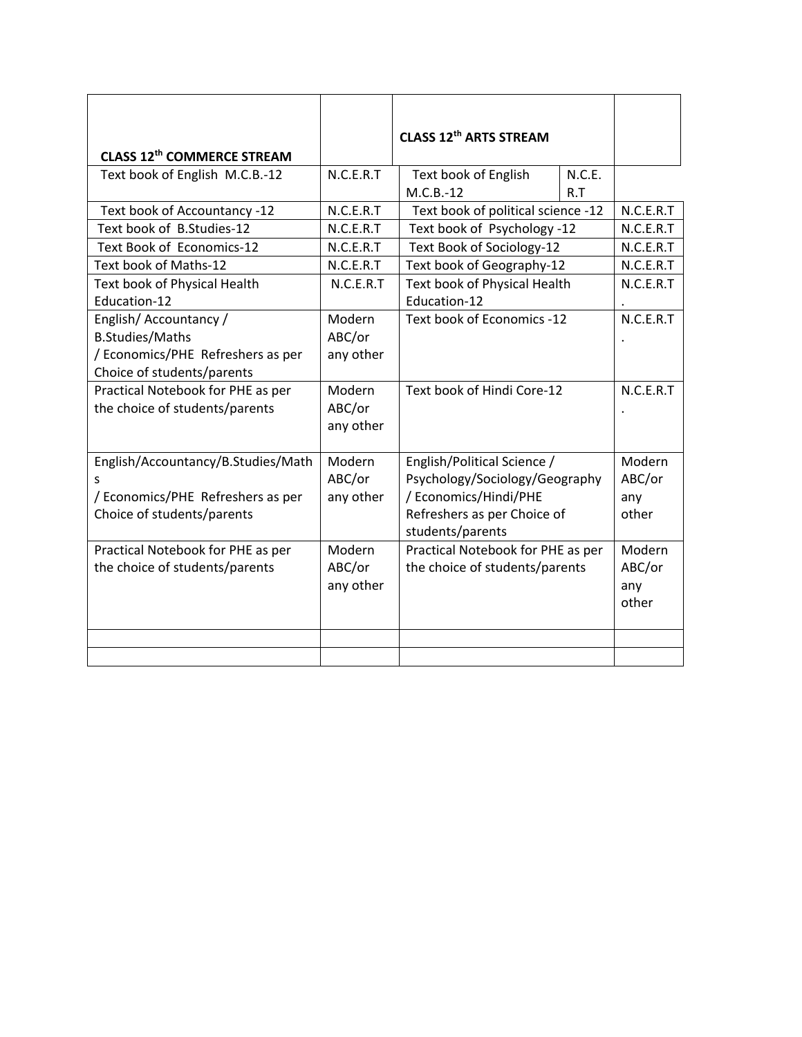| CLASS 12th COMMERCE STREAM | | CLASS 12th ARTS STREAM | |
|---|---|---|---|
| Text book of English M.C.B.-12 | N.C.E.R.T | Text book of English M.C.B.-12 | N.C.E.R.T |
| Text book of Accountancy -12 | N.C.E.R.T | Text book of political science -12 | N.C.E.R.T |
| Text book of B.Studies-12 | N.C.E.R.T | Text book of Psychology -12 | N.C.E.R.T |
| Text Book of Economics-12 | N.C.E.R.T | Text Book of Sociology-12 | N.C.E.R.T |
| Text book of Maths-12 | N.C.E.R.T | Text book of Geography-12 | N.C.E.R.T |
| Text book of Physical Health Education-12 | N.C.E.R.T | Text book of Physical Health Education-12 | N.C.E.R.T. |
| English/ Accountancy / B.Studies/Maths / Economics/PHE Refreshers as per Choice of students/parents | Modern ABC/or any other | Text book of Economics -12 | N.C.E.R.T. |
| Practical Notebook for PHE as per the choice of students/parents | Modern ABC/or any other | Text book of Hindi Core-12 | N.C.E.R.T. |
| English/Accountancy/B.Studies/Maths / Economics/PHE Refreshers as per Choice of students/parents | Modern ABC/or any other | English/Political Science / Psychology/Sociology/Geography / Economics/Hindi/PHE Refreshers as per Choice of students/parents | Modern ABC/or any other |
| Practical Notebook for PHE as per the choice of students/parents | Modern ABC/or any other | Practical Notebook for PHE as per the choice of students/parents | Modern ABC/or any other |
| | | | |
| | | | |